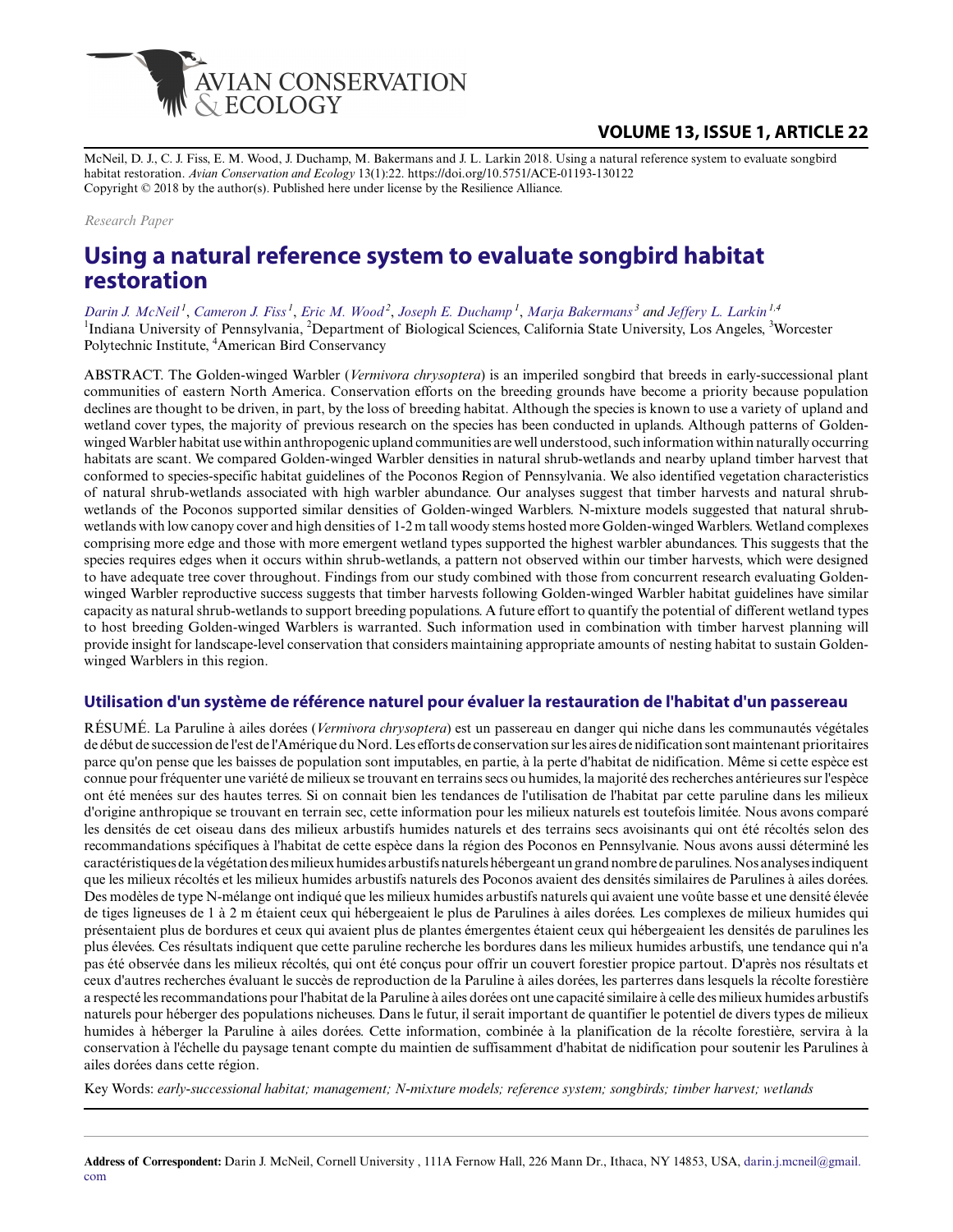McNeil, D. J., C. J. Fiss, E. M. Wood, J. Duchamp, M. Bakermans and J. L. Larkin 2018. Using a natural reference system to evaluate songbird habitat restoration. *Avian Conservation and Ecology* 13(1):22. https://doi.org/10.5751/ACE-01193-130122
Copyright © 2018 by the author(s). Published here under license by the Resilience Alliance.

*Research Paper*

# Using a natural reference system to evaluate songbird habitat restoration

*Darin J. McNeil*[1], *Cameron J. Fiss*[1], *Eric M. Wood*[2], *Joseph E. Duchamp*[1], *Marja Bakermans*[3] and *Jeffery L. Larkin*[1,4]

[1]Indiana University of Pennsylvania, [2]Department of Biological Sciences, California State University, Los Angeles, [3]Worcester Polytechnic Institute, [4]American Bird Conservancy

ABSTRACT. The Golden-winged Warbler (*Vermivora chrysoptera*) is an imperiled songbird that breeds in early-successional plant communities of eastern North America. Conservation efforts on the breeding grounds have become a priority because population declines are thought to be driven, in part, by the loss of breeding habitat. Although the species is known to use a variety of upland and wetland cover types, the majority of previous research on the species has been conducted in uplands. Although patterns of Golden-winged Warbler habitat use within anthropogenic upland communities are well understood, such information within naturally occurring habitats are scant. We compared Golden-winged Warbler densities in natural shrub-wetlands and nearby upland timber harvest that conformed to species-specific habitat guidelines of the Poconos Region of Pennsylvania. We also identified vegetation characteristics of natural shrub-wetlands associated with high warbler abundance. Our analyses suggest that timber harvests and natural shrub-wetlands of the Poconos supported similar densities of Golden-winged Warblers. N-mixture models suggested that natural shrub-wetlands with low canopy cover and high densities of 1-2 m tall woody stems hosted more Golden-winged Warblers. Wetland complexes comprising more edge and those with more emergent wetland types supported the highest warbler abundances. This suggests that the species requires edges when it occurs within shrub-wetlands, a pattern not observed within our timber harvests, which were designed to have adequate tree cover throughout. Findings from our study combined with those from concurrent research evaluating Golden-winged Warbler reproductive success suggests that timber harvests following Golden-winged Warbler habitat guidelines have similar capacity as natural shrub-wetlands to support breeding populations. A future effort to quantify the potential of different wetland types to host breeding Golden-winged Warblers is warranted. Such information used in combination with timber harvest planning will provide insight for landscape-level conservation that considers maintaining appropriate amounts of nesting habitat to sustain Golden-winged Warblers in this region.

## Utilisation d'un système de référence naturel pour évaluer la restauration de l'habitat d'un passereau

RÉSUMÉ. La Paruline à ailes dorées (*Vermivora chrysoptera*) est un passereau en danger qui niche dans les communautés végétales de début de succession de l'est de l'Amérique du Nord. Les efforts de conservation sur les aires de nidification sont maintenant prioritaires parce qu'on pense que les baisses de population sont imputables, en partie, à la perte d'habitat de nidification. Même si cette espèce est connue pour fréquenter une variété de milieux se trouvant en terrains secs ou humides, la majorité des recherches antérieures sur l'espèce ont été menées sur des hautes terres. Si on connait bien les tendances de l'utilisation de l'habitat par cette paruline dans les milieux d'origine anthropique se trouvant en terrain sec, cette information pour les milieux naturels est toutefois limitée. Nous avons comparé les densités de cet oiseau dans des milieux arbustifs humides naturels et des terrains secs avoisinants qui ont été récoltés selon des recommandations spécifiques à l'habitat de cette espèce dans la région des Poconos en Pennsylvanie. Nous avons aussi déterminé les caractéristiques de la végétation des milieux humides arbustifs naturels hébergeant un grand nombre de parulines. Nos analyses indiquent que les milieux récoltés et les milieux humides arbustifs naturels des Poconos avaient des densités similaires de Parulines à ailes dorées. Des modèles de type N-mélange ont indiqué que les milieux humides arbustifs naturels qui avaient une voûte basse et une densité élevée de tiges ligneuses de 1 à 2 m étaient ceux qui hébergeaient le plus de Parulines à ailes dorées. Les complexes de milieux humides qui présentaient plus de bordures et ceux qui avaient plus de plantes émergentes étaient ceux qui hébergeaient les densités de parulines les plus élevées. Ces résultats indiquent que cette paruline recherche les bordures dans les milieux humides arbustifs, une tendance qui n'a pas été observée dans les milieux récoltés, qui ont été conçus pour offrir un couvert forestier propice partout. D'après nos résultats et ceux d'autres recherches évaluant le succès de reproduction de la Paruline à ailes dorées, les parterres dans lesquels la récolte forestière a respecté les recommandations pour l'habitat de la Paruline à ailes dorées ont une capacité similaire à celle des milieux humides arbustifs naturels pour héberger des populations nicheuses. Dans le futur, il serait important de quantifier le potentiel de divers types de milieux humides à héberger la Paruline à ailes dorées. Cette information, combinée à la planification de la récolte forestière, servira à la conservation à l'échelle du paysage tenant compte du maintien de suffisamment d'habitat de nidification pour soutenir les Parulines à ailes dorées dans cette région.

Key Words: *early-successional habitat; management; N-mixture models; reference system; songbirds; timber harvest; wetlands*

**Address of Correspondent:** Darin J. McNeil, Cornell University , 111A Fernow Hall, 226 Mann Dr., Ithaca, NY 14853, USA, darin.j.mcneil@gmail.com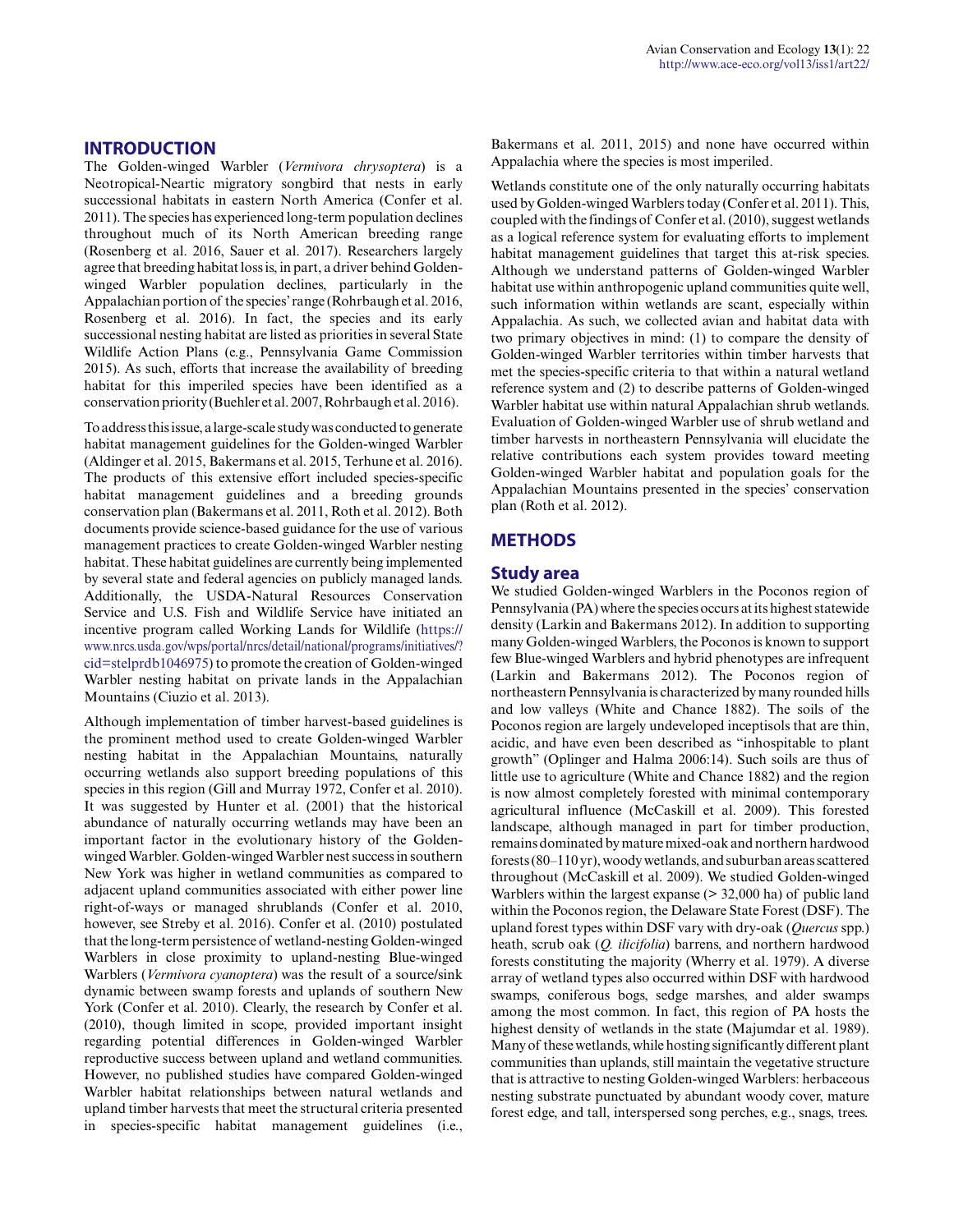## INTRODUCTION

The Golden-winged Warbler (*Vermivora chrysoptera*) is a Neotropical-Neartic migratory songbird that nests in early successional habitats in eastern North America (Confer et al. 2011). The species has experienced long-term population declines throughout much of its North American breeding range (Rosenberg et al. 2016, Sauer et al. 2017). Researchers largely agree that breeding habitat loss is, in part, a driver behind Golden-winged Warbler population declines, particularly in the Appalachian portion of the species' range (Rohrbaugh et al. 2016, Rosenberg et al. 2016). In fact, the species and its early successional nesting habitat are listed as priorities in several State Wildlife Action Plans (e.g., Pennsylvania Game Commission 2015). As such, efforts that increase the availability of breeding habitat for this imperiled species have been identified as a conservation priority (Buehler et al. 2007, Rohrbaugh et al. 2016).

To address this issue, a large-scale study was conducted to generate habitat management guidelines for the Golden-winged Warbler (Aldinger et al. 2015, Bakermans et al. 2015, Terhune et al. 2016). The products of this extensive effort included species-specific habitat management guidelines and a breeding grounds conservation plan (Bakermans et al. 2011, Roth et al. 2012). Both documents provide science-based guidance for the use of various management practices to create Golden-winged Warbler nesting habitat. These habitat guidelines are currently being implemented by several state and federal agencies on publicly managed lands. Additionally, the USDA-Natural Resources Conservation Service and U.S. Fish and Wildlife Service have initiated an incentive program called Working Lands for Wildlife (https://www.nrcs.usda.gov/wps/portal/nrcs/detail/national/programs/initiatives/?cid=stelprdb1046975) to promote the creation of Golden-winged Warbler nesting habitat on private lands in the Appalachian Mountains (Ciuzio et al. 2013).

Although implementation of timber harvest-based guidelines is the prominent method used to create Golden-winged Warbler nesting habitat in the Appalachian Mountains, naturally occurring wetlands also support breeding populations of this species in this region (Gill and Murray 1972, Confer et al. 2010). It was suggested by Hunter et al. (2001) that the historical abundance of naturally occurring wetlands may have been an important factor in the evolutionary history of the Golden-winged Warbler. Golden-winged Warbler nest success in southern New York was higher in wetland communities as compared to adjacent upland communities associated with either power line right-of-ways or managed shrublands (Confer et al. 2010, however, see Streby et al. 2016). Confer et al. (2010) postulated that the long-term persistence of wetland-nesting Golden-winged Warblers in close proximity to upland-nesting Blue-winged Warblers (*Vermivora cyanoptera*) was the result of a source/sink dynamic between swamp forests and uplands of southern New York (Confer et al. 2010). Clearly, the research by Confer et al. (2010), though limited in scope, provided important insight regarding potential differences in Golden-winged Warbler reproductive success between upland and wetland communities. However, no published studies have compared Golden-winged Warbler habitat relationships between natural wetlands and upland timber harvests that meet the structural criteria presented in species-specific habitat management guidelines (i.e., Bakermans et al. 2011, 2015) and none have occurred within Appalachia where the species is most imperiled.

Wetlands constitute one of the only naturally occurring habitats used by Golden-winged Warblers today (Confer et al. 2011). This, coupled with the findings of Confer et al. (2010), suggest wetlands as a logical reference system for evaluating efforts to implement habitat management guidelines that target this at-risk species. Although we understand patterns of Golden-winged Warbler habitat use within anthropogenic upland communities quite well, such information within wetlands are scant, especially within Appalachia. As such, we collected avian and habitat data with two primary objectives in mind: (1) to compare the density of Golden-winged Warbler territories within timber harvests that met the species-specific criteria to that within a natural wetland reference system and (2) to describe patterns of Golden-winged Warbler habitat use within natural Appalachian shrub wetlands. Evaluation of Golden-winged Warbler use of shrub wetland and timber harvests in northeastern Pennsylvania will elucidate the relative contributions each system provides toward meeting Golden-winged Warbler habitat and population goals for the Appalachian Mountains presented in the species' conservation plan (Roth et al. 2012).

## METHODS

### Study area

We studied Golden-winged Warblers in the Poconos region of Pennsylvania (PA) where the species occurs at its highest statewide density (Larkin and Bakermans 2012). In addition to supporting many Golden-winged Warblers, the Poconos is known to support few Blue-winged Warblers and hybrid phenotypes are infrequent (Larkin and Bakermans 2012). The Poconos region of northeastern Pennsylvania is characterized by many rounded hills and low valleys (White and Chance 1882). The soils of the Poconos region are largely undeveloped inceptisols that are thin, acidic, and have even been described as "inhospitable to plant growth" (Oplinger and Halma 2006:14). Such soils are thus of little use to agriculture (White and Chance 1882) and the region is now almost completely forested with minimal contemporary agricultural influence (McCaskill et al. 2009). This forested landscape, although managed in part for timber production, remains dominated by mature mixed-oak and northern hardwood forests (80–110 yr), woody wetlands, and suburban areas scattered throughout (McCaskill et al. 2009). We studied Golden-winged Warblers within the largest expanse (> 32,000 ha) of public land within the Poconos region, the Delaware State Forest (DSF). The upland forest types within DSF vary with dry-oak (*Quercus* spp.) heath, scrub oak (*Q. ilicifolia*) barrens, and northern hardwood forests constituting the majority (Wherry et al. 1979). A diverse array of wetland types also occurred within DSF with hardwood swamps, coniferous bogs, sedge marshes, and alder swamps among the most common. In fact, this region of PA hosts the highest density of wetlands in the state (Majumdar et al. 1989). Many of these wetlands, while hosting significantly different plant communities than uplands, still maintain the vegetative structure that is attractive to nesting Golden-winged Warblers: herbaceous nesting substrate punctuated by abundant woody cover, mature forest edge, and tall, interspersed song perches, e.g., snags, trees.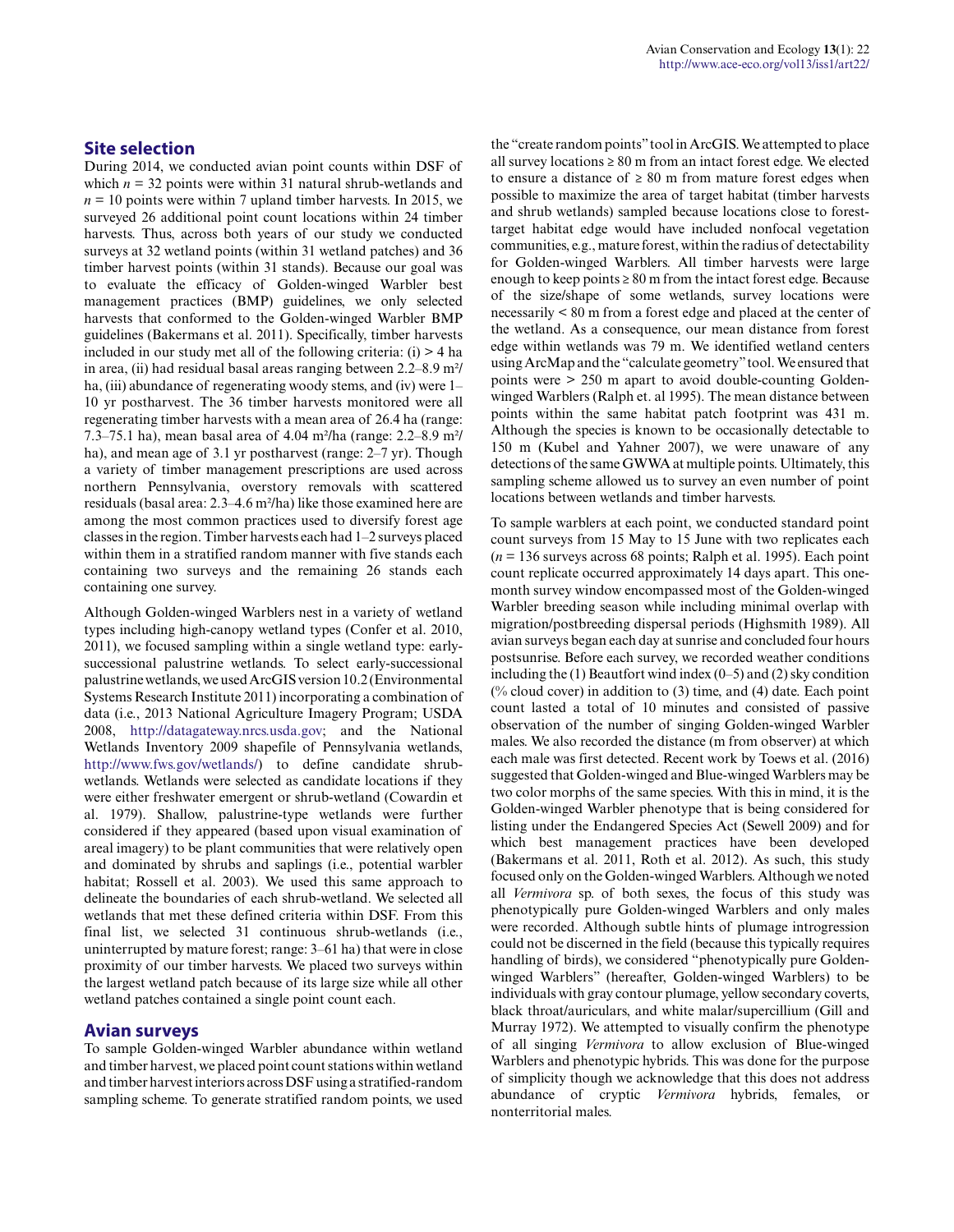## Site selection

During 2014, we conducted avian point counts within DSF of which $n$ = 32 points were within 31 natural shrub-wetlands and $n$ = 10 points were within 7 upland timber harvests. In 2015, we surveyed 26 additional point count locations within 24 timber harvests. Thus, across both years of our study we conducted surveys at 32 wetland points (within 31 wetland patches) and 36 timber harvest points (within 31 stands). Because our goal was to evaluate the efficacy of Golden-winged Warbler best management practices (BMP) guidelines, we only selected harvests that conformed to the Golden-winged Warbler BMP guidelines (Bakermans et al. 2011). Specifically, timber harvests included in our study met all of the following criteria: (i) > 4 ha in area, (ii) had residual basal areas ranging between 2.2–8.9 m²/ha, (iii) abundance of regenerating woody stems, and (iv) were 1–10 yr postharvest. The 36 timber harvests monitored were all regenerating timber harvests with a mean area of 26.4 ha (range: 7.3–75.1 ha), mean basal area of 4.04 m²/ha (range: 2.2–8.9 m²/ha), and mean age of 3.1 yr postharvest (range: 2–7 yr). Though a variety of timber management prescriptions are used across northern Pennsylvania, overstory removals with scattered residuals (basal area: 2.3–4.6 m²/ha) like those examined here are among the most common practices used to diversify forest age classes in the region. Timber harvests each had 1–2 surveys placed within them in a stratified random manner with five stands each containing two surveys and the remaining 26 stands each containing one survey.

Although Golden-winged Warblers nest in a variety of wetland types including high-canopy wetland types (Confer et al. 2010, 2011), we focused sampling within a single wetland type: early-successional palustrine wetlands. To select early-successional palustrine wetlands, we used ArcGIS version 10.2 (Environmental Systems Research Institute 2011) incorporating a combination of data (i.e., 2013 National Agriculture Imagery Program; USDA 2008, http://datagateway.nrcs.usda.gov; and the National Wetlands Inventory 2009 shapefile of Pennsylvania wetlands, http://www.fws.gov/wetlands/) to define candidate shrub-wetlands. Wetlands were selected as candidate locations if they were either freshwater emergent or shrub-wetland (Cowardin et al. 1979). Shallow, palustrine-type wetlands were further considered if they appeared (based upon visual examination of areal imagery) to be plant communities that were relatively open and dominated by shrubs and saplings (i.e., potential warbler habitat; Rossell et al. 2003). We used this same approach to delineate the boundaries of each shrub-wetland. We selected all wetlands that met these defined criteria within DSF. From this final list, we selected 31 continuous shrub-wetlands (i.e., uninterrupted by mature forest; range: 3–61 ha) that were in close proximity of our timber harvests. We placed two surveys within the largest wetland patch because of its large size while all other wetland patches contained a single point count each.

## Avian surveys

To sample Golden-winged Warbler abundance within wetland and timber harvest, we placed point count stations within wetland and timber harvest interiors across DSF using a stratified-random sampling scheme. To generate stratified random points, we used the "create random points" tool in ArcGIS. We attempted to place all survey locations ≥ 80 m from an intact forest edge. We elected to ensure a distance of ≥ 80 m from mature forest edges when possible to maximize the area of target habitat (timber harvests and shrub wetlands) sampled because locations close to forest-target habitat edge would have included nonfocal vegetation communities, e.g., mature forest, within the radius of detectability for Golden-winged Warblers. All timber harvests were large enough to keep points ≥ 80 m from the intact forest edge. Because of the size/shape of some wetlands, survey locations were necessarily < 80 m from a forest edge and placed at the center of the wetland. As a consequence, our mean distance from forest edge within wetlands was 79 m. We identified wetland centers using ArcMap and the "calculate geometry" tool. We ensured that points were > 250 m apart to avoid double-counting Golden-winged Warblers (Ralph et. al 1995). The mean distance between points within the same habitat patch footprint was 431 m. Although the species is known to be occasionally detectable to 150 m (Kubel and Yahner 2007), we were unaware of any detections of the same GWWA at multiple points. Ultimately, this sampling scheme allowed us to survey an even number of point locations between wetlands and timber harvests.

To sample warblers at each point, we conducted standard point count surveys from 15 May to 15 June with two replicates each ($n$ = 136 surveys across 68 points; Ralph et al. 1995). Each point count replicate occurred approximately 14 days apart. This one-month survey window encompassed most of the Golden-winged Warbler breeding season while including minimal overlap with migration/postbreeding dispersal periods (Highsmith 1989). All avian surveys began each day at sunrise and concluded four hours postsunrise. Before each survey, we recorded weather conditions including the (1) Beautfort wind index (0–5) and (2) sky condition (% cloud cover) in addition to (3) time, and (4) date. Each point count lasted a total of 10 minutes and consisted of passive observation of the number of singing Golden-winged Warbler males. We also recorded the distance (m from observer) at which each male was first detected. Recent work by Toews et al. (2016) suggested that Golden-winged and Blue-winged Warblers may be two color morphs of the same species. With this in mind, it is the Golden-winged Warbler phenotype that is being considered for listing under the Endangered Species Act (Sewell 2009) and for which best management practices have been developed (Bakermans et al. 2011, Roth et al. 2012). As such, this study focused only on the Golden-winged Warblers. Although we noted all *Vermivora* sp. of both sexes, the focus of this study was phenotypically pure Golden-winged Warblers and only males were recorded. Although subtle hints of plumage introgression could not be discerned in the field (because this typically requires handling of birds), we considered "phenotypically pure Golden-winged Warblers" (hereafter, Golden-winged Warblers) to be individuals with gray contour plumage, yellow secondary coverts, black throat/auriculars, and white malar/supercillium (Gill and Murray 1972). We attempted to visually confirm the phenotype of all singing *Vermivora* to allow exclusion of Blue-winged Warblers and phenotypic hybrids. This was done for the purpose of simplicity though we acknowledge that this does not address abundance of cryptic *Vermivora* hybrids, females, or nonterritorial males.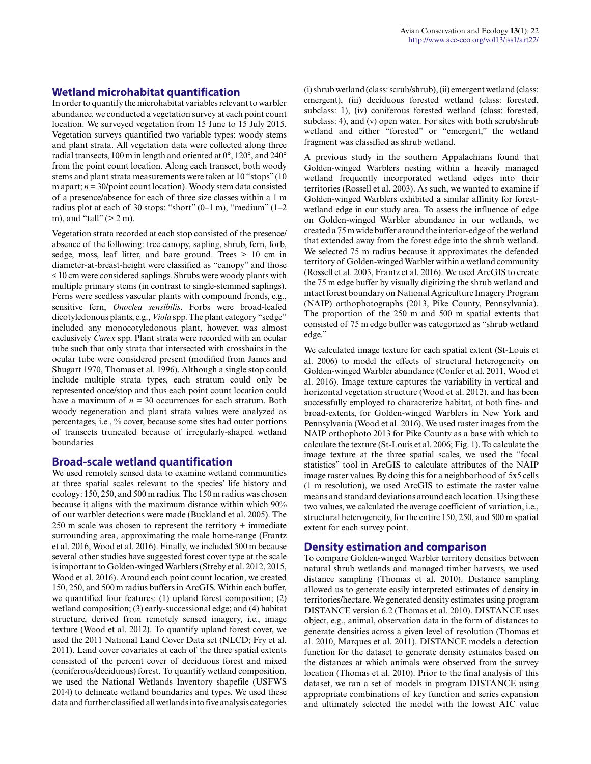## Wetland microhabitat quantification

In order to quantify the microhabitat variables relevant to warbler abundance, we conducted a vegetation survey at each point count location. We surveyed vegetation from 15 June to 15 July 2015. Vegetation surveys quantified two variable types: woody stems and plant strata. All vegetation data were collected along three radial transects, 100 m in length and oriented at 0°, 120°, and 240° from the point count location. Along each transect, both woody stems and plant strata measurements were taken at 10 "stops" (10 m apart; $n = 30$/point count location). Woody stem data consisted of a presence/absence for each of three size classes within a 1 m radius plot at each of 30 stops: "short" (0–1 m), "medium" (1–2 m), and "tall" (> 2 m).

Vegetation strata recorded at each stop consisted of the presence/absence of the following: tree canopy, sapling, shrub, fern, forb, sedge, moss, leaf litter, and bare ground. Trees > 10 cm in diameter-at-breast-height were classified as "canopy" and those ≤ 10 cm were considered saplings. Shrubs were woody plants with multiple primary stems (in contrast to single-stemmed saplings). Ferns were seedless vascular plants with compound fronds, e.g., sensitive fern, *Onoclea sensibilis*. Forbs were broad-leafed dicotyledonous plants, e.g., *Viola* spp. The plant category "sedge" included any monocotyledonous plant, however, was almost exclusively *Carex* spp. Plant strata were recorded with an ocular tube such that only strata that intersected with crosshairs in the ocular tube were considered present (modified from James and Shugart 1970, Thomas et al. 1996). Although a single stop could include multiple strata types, each stratum could only be represented once/stop and thus each point count location could have a maximum of $n = 30$ occurrences for each stratum. Both woody regeneration and plant strata values were analyzed as percentages, i.e., % cover, because some sites had outer portions of transects truncated because of irregularly-shaped wetland boundaries.

## Broad-scale wetland quantification

We used remotely sensed data to examine wetland communities at three spatial scales relevant to the species' life history and ecology: 150, 250, and 500 m radius. The 150 m radius was chosen because it aligns with the maximum distance within which 90% of our warbler detections were made (Buckland et al. 2005). The 250 m scale was chosen to represent the territory + immediate surrounding area, approximating the male home-range (Frantz et al. 2016, Wood et al. 2016). Finally, we included 500 m because several other studies have suggested forest cover type at the scale is important to Golden-winged Warblers (Streby et al. 2012, 2015, Wood et al. 2016). Around each point count location, we created 150, 250, and 500 m radius buffers in ArcGIS. Within each buffer, we quantified four features: (1) upland forest composition; (2) wetland composition; (3) early-successional edge; and (4) habitat structure, derived from remotely sensed imagery, i.e., image texture (Wood et al. 2012). To quantify upland forest cover, we used the 2011 National Land Cover Data set (NLCD; Fry et al. 2011). Land cover covariates at each of the three spatial extents consisted of the percent cover of deciduous forest and mixed (coniferous/deciduous) forest. To quantify wetland composition, we used the National Wetlands Inventory shapefile (USFWS 2014) to delineate wetland boundaries and types. We used these data and further classified all wetlands into five analysis categories (i) shrub wetland (class: scrub/shrub), (ii) emergent wetland (class: emergent), (iii) deciduous forested wetland (class: forested, subclass: 1), (iv) coniferous forested wetland (class: forested, subclass: 4), and (v) open water. For sites with both scrub/shrub wetland and either "forested" or "emergent," the wetland fragment was classified as shrub wetland.

A previous study in the southern Appalachians found that Golden-winged Warblers nesting within a heavily managed wetland frequently incorporated wetland edges into their territories (Rossell et al. 2003). As such, we wanted to examine if Golden-winged Warblers exhibited a similar affinity for forest-wetland edge in our study area. To assess the influence of edge on Golden-winged Warbler abundance in our wetlands, we created a 75 m wide buffer around the interior-edge of the wetland that extended away from the forest edge into the shrub wetland. We selected 75 m radius because it approximates the defended territory of Golden-winged Warbler within a wetland community (Rossell et al. 2003, Frantz et al. 2016). We used ArcGIS to create the 75 m edge buffer by visually digitizing the shrub wetland and intact forest boundary on National Agriculture Imagery Program (NAIP) orthophotographs (2013, Pike County, Pennsylvania). The proportion of the 250 m and 500 m spatial extents that consisted of 75 m edge buffer was categorized as "shrub wetland edge."

We calculated image texture for each spatial extent (St-Louis et al. 2006) to model the effects of structural heterogeneity on Golden-winged Warbler abundance (Confer et al. 2011, Wood et al. 2016). Image texture captures the variability in vertical and horizontal vegetation structure (Wood et al. 2012), and has been successfully employed to characterize habitat, at both fine- and broad-extents, for Golden-winged Warblers in New York and Pennsylvania (Wood et al. 2016). We used raster images from the NAIP orthophoto 2013 for Pike County as a base with which to calculate the texture (St-Louis et al. 2006; Fig. 1). To calculate the image texture at the three spatial scales, we used the "focal statistics" tool in ArcGIS to calculate attributes of the NAIP image raster values. By doing this for a neighborhood of 5x5 cells (1 m resolution), we used ArcGIS to estimate the raster value means and standard deviations around each location. Using these two values, we calculated the average coefficient of variation, i.e., structural heterogeneity, for the entire 150, 250, and 500 m spatial extent for each survey point.

## Density estimation and comparison

To compare Golden-winged Warbler territory densities between natural shrub wetlands and managed timber harvests, we used distance sampling (Thomas et al. 2010). Distance sampling allowed us to generate easily interpreted estimates of density in territories/hectare. We generated density estimates using program DISTANCE version 6.2 (Thomas et al. 2010). DISTANCE uses object, e.g., animal, observation data in the form of distances to generate densities across a given level of resolution (Thomas et al. 2010, Marques et al. 2011). DISTANCE models a detection function for the dataset to generate density estimates based on the distances at which animals were observed from the survey location (Thomas et al. 2010). Prior to the final analysis of this dataset, we ran a set of models in program DISTANCE using appropriate combinations of key function and series expansion and ultimately selected the model with the lowest AIC value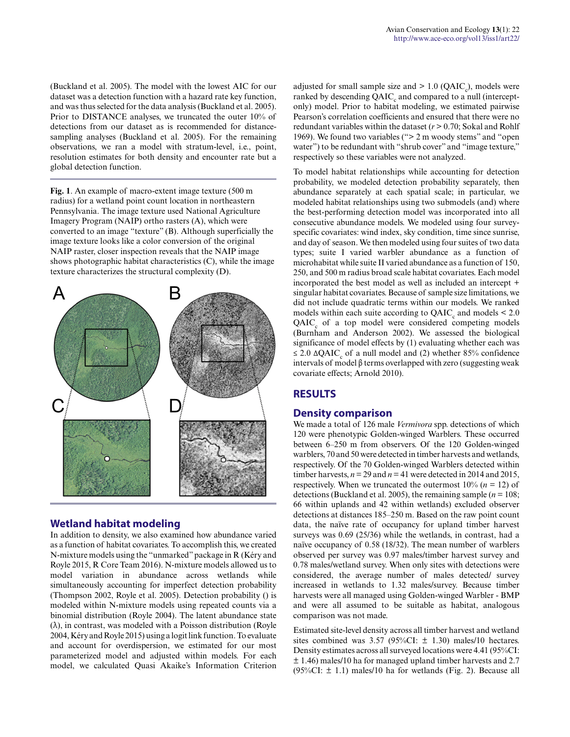(Buckland et al. 2005). The model with the lowest AIC for our dataset was a detection function with a hazard rate key function, and was thus selected for the data analysis (Buckland et al. 2005). Prior to DISTANCE analyses, we truncated the outer 10% of detections from our dataset as is recommended for distance-sampling analyses (Buckland et al. 2005). For the remaining observations, we ran a model with stratum-level, i.e., point, resolution estimates for both density and encounter rate but a global detection function.

**Fig. 1**. An example of macro-extent image texture (500 m radius) for a wetland point count location in northeastern Pennsylvania. The image texture used National Agriculture Imagery Program (NAIP) ortho rasters (A), which were converted to an image "texture" (B). Although superficially the image texture looks like a color conversion of the original NAIP raster, closer inspection reveals that the NAIP image shows photographic habitat characteristics (C), while the image texture characterizes the structural complexity (D).

## Wetland habitat modeling

In addition to density, we also examined how abundance varied as a function of habitat covariates. To accomplish this, we created N-mixture models using the "unmarked" package in R (Kéry and Royle 2015, R Core Team 2016). N-mixture models allowed us to model variation in abundance across wetlands while simultaneously accounting for imperfect detection probability (Thompson 2002, Royle et al. 2005). Detection probability () is modeled within N-mixture models using repeated counts via a binomial distribution (Royle 2004). The latent abundance state (λ), in contrast, was modeled with a Poisson distribution (Royle 2004, Kéry and Royle 2015) using a logit link function. To evaluate and account for overdispersion, we estimated for our most parameterized model and adjusted within models. For each model, we calculated Quasi Akaike's Information Criterion adjusted for small sample size and > 1.0 ($QAIC_c$), models were ranked by descending $QAIC_c$ and compared to a null (intercept-only) model. Prior to habitat modeling, we estimated pairwise Pearson's correlation coefficients and ensured that there were no redundant variables within the dataset ($r > 0.70$; Sokal and Rohlf 1969). We found two variables ("> 2 m woody stems" and "open water") to be redundant with "shrub cover" and "image texture," respectively so these variables were not analyzed.

To model habitat relationships while accounting for detection probability, we modeled detection probability separately, then abundance separately at each spatial scale; in particular, we modeled habitat relationships using two submodels (and) where the best-performing detection model was incorporated into all consecutive abundance models. We modeled using four survey-specific covariates: wind index, sky condition, time since sunrise, and day of season. We then modeled using four suites of two data types; suite I varied warbler abundance as a function of microhabitat while suite II varied abundance as a function of 150, 250, and 500 m radius broad scale habitat covariates. Each model incorporated the best model as well as included an intercept + singular habitat covariates. Because of sample size limitations, we did not include quadratic terms within our models. We ranked models within each suite according to $QAIC_c$ and models < 2.0 $QAIC_c$ of a top model were considered competing models (Burnham and Anderson 2002). We assessed the biological significance of model effects by (1) evaluating whether each was ≤ 2.0 $\Delta QAIC_c$ of a null model and (2) whether 85% confidence intervals of model β terms overlapped with zero (suggesting weak covariate effects; Arnold 2010).

# RESULTS

## Density comparison

We made a total of 126 male *Vermivora* spp. detections of which 120 were phenotypic Golden-winged Warblers. These occurred between 6–250 m from observers. Of the 120 Golden-winged warblers, 70 and 50 were detected in timber harvests and wetlands, respectively. Of the 70 Golden-winged Warblers detected within timber harvests, $n = 29$ and $n = 41$ were detected in 2014 and 2015, respectively. When we truncated the outermost 10% ($n = 12$) of detections (Buckland et al. 2005), the remaining sample ($n = 108$; 66 within uplands and 42 within wetlands) excluded observer detections at distances 185–250 m. Based on the raw point count data, the naïve rate of occupancy for upland timber harvest surveys was 0.69 (25/36) while the wetlands, in contrast, had a naïve occupancy of 0.58 (18/32). The mean number of warblers observed per survey was 0.97 males/timber harvest survey and 0.78 males/wetland survey. When only sites with detections were considered, the average number of males detected/ survey increased in wetlands to 1.32 males/survey. Because timber harvests were all managed using Golden-winged Warbler - BMP and were all assumed to be suitable as habitat, analogous comparison was not made.

Estimated site-level density across all timber harvest and wetland sites combined was 3.57 (95%CI: ± 1.30) males/10 hectares. Density estimates across all surveyed locations were 4.41 (95%CI: ± 1.46) males/10 ha for managed upland timber harvests and 2.7 (95%CI: ± 1.1) males/10 ha for wetlands (Fig. 2). Because all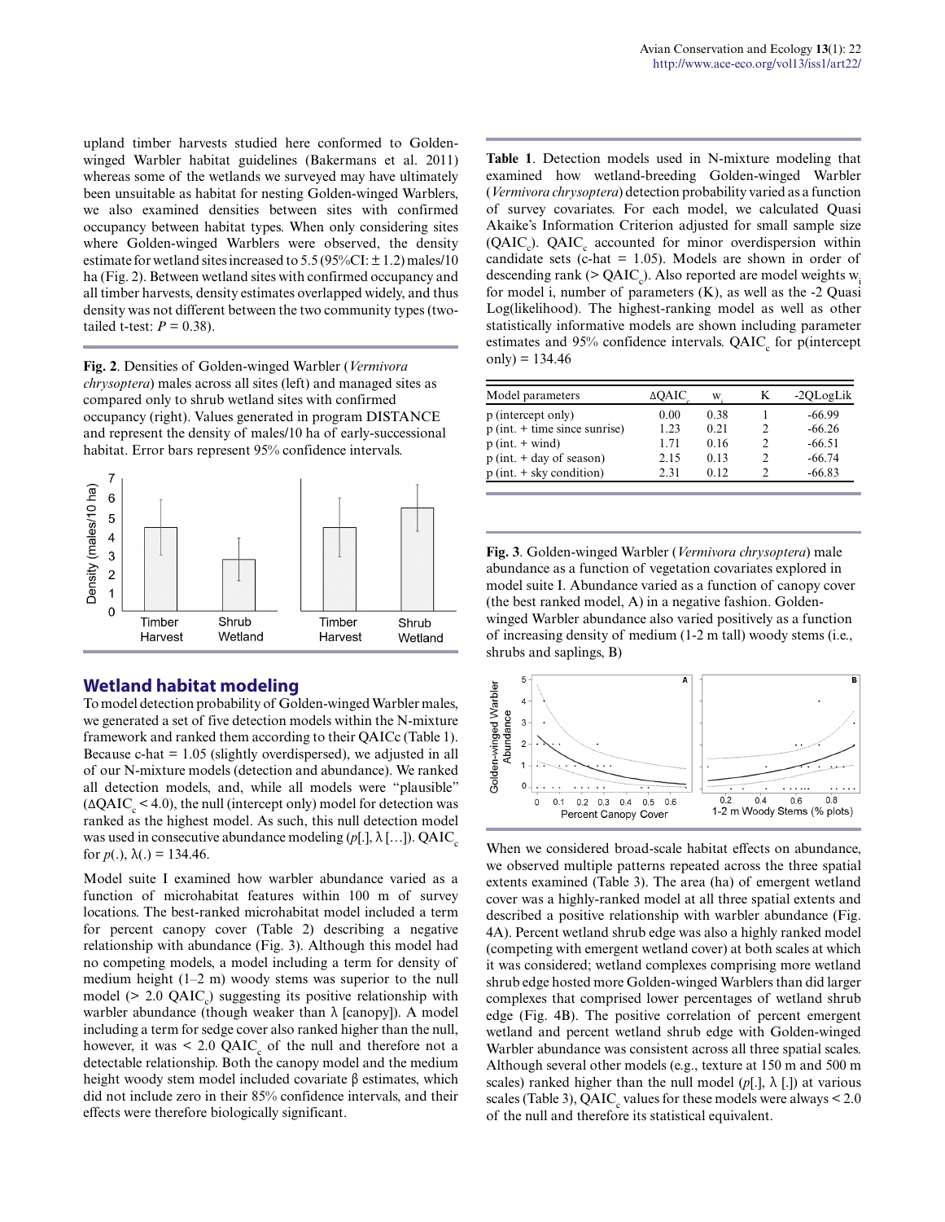upland timber harvests studied here conformed to Golden-winged Warbler habitat guidelines (Bakermans et al. 2011) whereas some of the wetlands we surveyed may have ultimately been unsuitable as habitat for nesting Golden-winged Warblers, we also examined densities between sites with confirmed occupancy between habitat types. When only considering sites where Golden-winged Warblers were observed, the density estimate for wetland sites increased to 5.5 (95%CI: ± 1.2) males/10 ha (Fig. 2). Between wetland sites with confirmed occupancy and all timber harvests, density estimates overlapped widely, and thus density was not different between the two community types (two-tailed t-test: $P = 0.38$).

**Fig. 2**. Densities of Golden-winged Warbler (*Vermivora chrysoptera*) males across all sites (left) and managed sites as compared only to shrub wetland sites with confirmed occupancy (right). Values generated in program DISTANCE and represent the density of males/10 ha of early-successional habitat. Error bars represent 95% confidence intervals.

## Wetland habitat modeling

To model detection probability of Golden-winged Warbler males, we generated a set of five detection models within the N-mixture framework and ranked them according to their QAICc (Table 1). Because c-hat = 1.05 (slightly overdispersed), we adjusted in all of our N-mixture models (detection and abundance). We ranked all detection models, and, while all models were "plausible" ($\Delta QAIC_c < 4.0$), the null (intercept only) model for detection was ranked as the highest model. As such, this null detection model was used in consecutive abundance modeling ($p[.]$, $\lambda[...]$). $QAIC_c$ for $p(.)$, $\lambda(.) = 134.46$.

Model suite I examined how warbler abundance varied as a function of microhabitat features within 100 m of survey locations. The best-ranked microhabitat model included a term for percent canopy cover (Table 2) describing a negative relationship with abundance (Fig. 3). Although this model had no competing models, a model including a term for density of medium height (1–2 m) woody stems was superior to the null model (> 2.0 $QAIC_c$) suggesting its positive relationship with warbler abundance (though weaker than $\lambda$ [canopy]). A model including a term for sedge cover also ranked higher than the null, however, it was < 2.0 $QAIC_c$ of the null and therefore not a detectable relationship. Both the canopy model and the medium height woody stem model included covariate β estimates, which did not include zero in their 85% confidence intervals, and their effects were therefore biologically significant.

**Table 1**. Detection models used in N-mixture modeling that examined how wetland-breeding Golden-winged Warbler (*Vermivora chrysoptera*) detection probability varied as a function of survey covariates. For each model, we calculated Quasi Akaike's Information Criterion adjusted for small sample size ($QAIC_c$). $QAIC_c$ accounted for minor overdispersion within candidate sets (c-hat = 1.05). Models are shown in order of descending rank (> $QAIC_c$). Also reported are model weights $w_i$ for model i, number of parameters (K), as well as the -2 Quasi Log(likelihood). The highest-ranking model as well as other statistically informative models are shown including parameter estimates and 95% confidence intervals. $QAIC_c$ for p(intercept only) = 134.46

| Model parameters | $\Delta QAIC_c$ | $w_i$ | K | -2QLogLik |
|---|---|---|---|---|
| p (intercept only) | 0.00 | 0.38 | 1 | -66.99 |
| p (int. + time since sunrise) | 1.23 | 0.21 | 2 | -66.26 |
| p (int. + wind) | 1.71 | 0.16 | 2 | -66.51 |
| p (int. + day of season) | 2.15 | 0.13 | 2 | -66.74 |
| p (int. + sky condition) | 2.31 | 0.12 | 2 | -66.83 |

**Fig. 3**. Golden-winged Warbler (*Vermivora chrysoptera*) male abundance as a function of vegetation covariates explored in model suite I. Abundance varied as a function of canopy cover (the best ranked model, A) in a negative fashion. Golden-winged Warbler abundance also varied positively as a function of increasing density of medium (1-2 m tall) woody stems (i.e., shrubs and saplings, B)

When we considered broad-scale habitat effects on abundance, we observed multiple patterns repeated across the three spatial extents examined (Table 3). The area (ha) of emergent wetland cover was a highly-ranked model at all three spatial extents and described a positive relationship with warbler abundance (Fig. 4A). Percent wetland shrub edge was also a highly ranked model (competing with emergent wetland cover) at both scales at which it was considered; wetland complexes comprising more wetland shrub edge hosted more Golden-winged Warblers than did larger complexes that comprised lower percentages of wetland shrub edge (Fig. 4B). The positive correlation of percent emergent wetland and percent wetland shrub edge with Golden-winged Warbler abundance was consistent across all three spatial scales. Although several other models (e.g., texture at 150 m and 500 m scales) ranked higher than the null model ($p[.]$, $\lambda$ [.]) at various scales (Table 3), $QAIC_c$ values for these models were always < 2.0 of the null and therefore its statistical equivalent.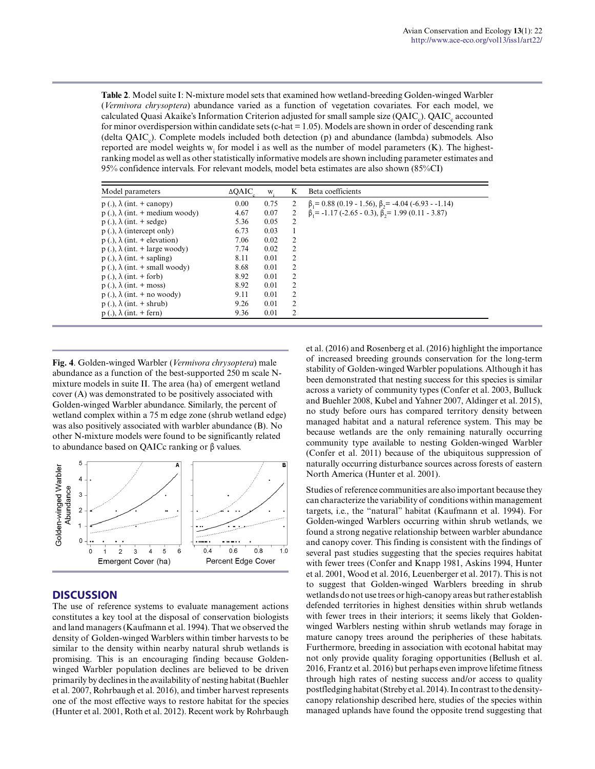**Table 2**. Model suite I: N-mixture model sets that examined how wetland-breeding Golden-winged Warbler (*Vermivora chrysoptera*) abundance varied as a function of vegetation covariates. For each model, we calculated Quasi Akaike's Information Criterion adjusted for small sample size ($QAIC_c$). $QAIC_c$ accounted for minor overdispersion within candidate sets (c-hat = 1.05). Models are shown in order of descending rank (delta $QAIC_c$). Complete models included both detection (p) and abundance (lambda) submodels. Also reported are model weights $w_i$ for model i as well as the number of model parameters (K). The highest-ranking model as well as other statistically informative models are shown including parameter estimates and 95% confidence intervals. For relevant models, model beta estimates are also shown (85%CI)

| Model parameters | $\Delta QAIC_c$ | $w_i$ | K | Beta coefficients |
|---|---|---|---|---|
| p (.), λ (int. + canopy) | 0.00 | 0.75 | 2 | $\beta_1$ = 0.88 (0.19 - 1.56), $\beta_2$ = -4.04 (-6.93 - -1.14) |
| p (.), λ (int. + medium woody) | 4.67 | 0.07 | 2 | $\beta_1$ = -1.17 (-2.65 - 0.3), $\beta_2$ = 1.99 (0.11 - 3.87) |
| p (.), λ (int. + sedge) | 5.36 | 0.05 | 2 | |
| p (.), λ (intercept only) | 6.73 | 0.03 | 1 | |
| p (.), λ (int. + elevation) | 7.06 | 0.02 | 2 | |
| p (.), λ (int. + large woody) | 7.74 | 0.02 | 2 | |
| p (.), λ (int. + sapling) | 8.11 | 0.01 | 2 | |
| p (.), λ (int. + small woody) | 8.68 | 0.01 | 2 | |
| p (.), λ (int. + forb) | 8.92 | 0.01 | 2 | |
| p (.), λ (int. + moss) | 8.92 | 0.01 | 2 | |
| p (.), λ (int. + no woody) | 9.11 | 0.01 | 2 | |
| p (.), λ (int. + shrub) | 9.26 | 0.01 | 2 | |
| p (.), λ (int. + fern) | 9.36 | 0.01 | 2 | |

**Fig. 4**. Golden-winged Warbler (*Vermivora chrysoptera*) male abundance as a function of the best-supported 250 m scale N-mixture models in suite II. The area (ha) of emergent wetland cover (A) was demonstrated to be positively associated with Golden-winged Warbler abundance. Similarly, the percent of wetland complex within a 75 m edge zone (shrub wetland edge) was also positively associated with warbler abundance (B). No other N-mixture models were found to be significantly related to abundance based on QAICc ranking or β values.

## DISCUSSION

The use of reference systems to evaluate management actions constitutes a key tool at the disposal of conservation biologists and land managers (Kaufmann et al. 1994). That we observed the density of Golden-winged Warblers within timber harvests to be similar to the density within nearby natural shrub wetlands is promising. This is an encouraging finding because Golden-winged Warbler population declines are believed to be driven primarily by declines in the availability of nesting habitat (Buehler et al. 2007, Rohrbaugh et al. 2016), and timber harvest represents one of the most effective ways to restore habitat for the species (Hunter et al. 2001, Roth et al. 2012). Recent work by Rohrbaugh et al. (2016) and Rosenberg et al. (2016) highlight the importance of increased breeding grounds conservation for the long-term stability of Golden-winged Warbler populations. Although it has been demonstrated that nesting success for this species is similar across a variety of community types (Confer et al. 2003, Bulluck and Buehler 2008, Kubel and Yahner 2007, Aldinger et al. 2015), no study before ours has compared territory density between managed habitat and a natural reference system. This may be because wetlands are the only remaining naturally occurring community type available to nesting Golden-winged Warbler (Confer et al. 2011) because of the ubiquitous suppression of naturally occurring disturbance sources across forests of eastern North America (Hunter et al. 2001).

Studies of reference communities are also important because they can characterize the variability of conditions within management targets, i.e., the "natural" habitat (Kaufmann et al. 1994). For Golden-winged Warblers occurring within shrub wetlands, we found a strong negative relationship between warbler abundance and canopy cover. This finding is consistent with the findings of several past studies suggesting that the species requires habitat with fewer trees (Confer and Knapp 1981, Askins 1994, Hunter et al. 2001, Wood et al. 2016, Leuenberger et al. 2017). This is not to suggest that Golden-winged Warblers breeding in shrub wetlands do not use trees or high-canopy areas but rather establish defended territories in highest densities within shrub wetlands with fewer trees in their interiors; it seems likely that Golden-winged Warblers nesting within shrub wetlands may forage in mature canopy trees around the peripheries of these habitats. Furthermore, breeding in association with ecotonal habitat may not only provide quality foraging opportunities (Bellush et al. 2016, Frantz et al. 2016) but perhaps even improve lifetime fitness through high rates of nesting success and/or access to quality postfledging habitat (Streby et al. 2014). In contrast to the density-canopy relationship described here, studies of the species within managed uplands have found the opposite trend suggesting that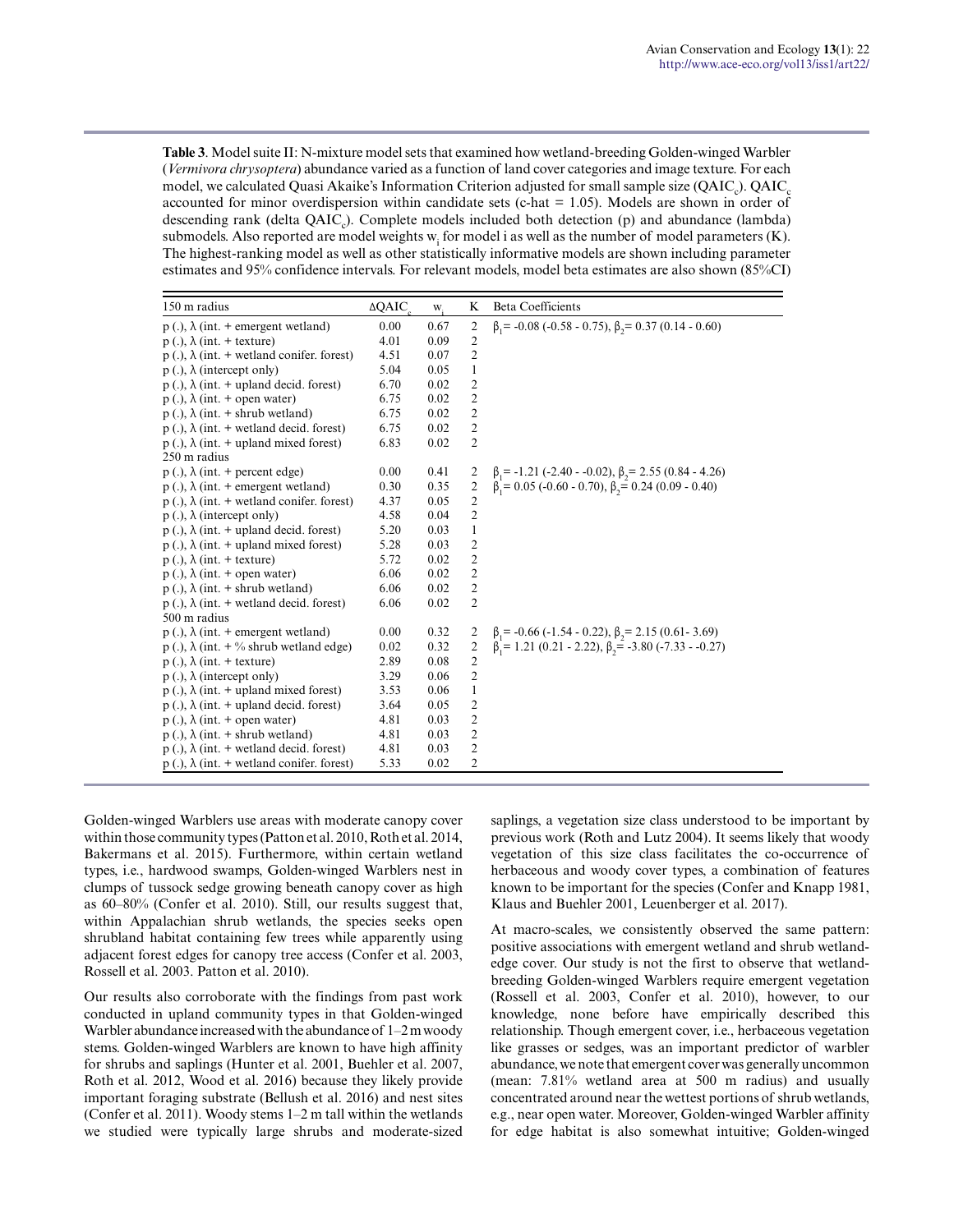**Table 3**. Model suite II: N-mixture model sets that examined how wetland-breeding Golden-winged Warbler (*Vermivora chrysoptera*) abundance varied as a function of land cover categories and image texture. For each model, we calculated Quasi Akaike's Information Criterion adjusted for small sample size ($QAIC_c$). $QAIC_c$ accounted for minor overdispersion within candidate sets (c-hat = 1.05). Models are shown in order of descending rank (delta $QAIC_c$). Complete models included both detection (p) and abundance (lambda) submodels. Also reported are model weights $w_i$ for model i as well as the number of model parameters (K). The highest-ranking model as well as other statistically informative models are shown including parameter estimates and 95% confidence intervals. For relevant models, model beta estimates are also shown (85%CI)

| 150 m radius | $\Delta QAIC_c$ | $w_i$ | K | Beta Coefficients |
|---|---|---|---|---|
| p (.), λ (int. + emergent wetland) | 0.00 | 0.67 | 2 | $\beta_1$= -0.08 (-0.58 - 0.75), $\beta_2$= 0.37 (0.14 - 0.60) |
| p (.), λ (int. + texture) | 4.01 | 0.09 | 2 | |
| p (.), λ (int. + wetland conifer. forest) | 4.51 | 0.07 | 2 | |
| p (.), λ (intercept only) | 5.04 | 0.05 | 1 | |
| p (.), λ (int. + upland decid. forest) | 6.70 | 0.02 | 2 | |
| p (.), λ (int. + open water) | 6.75 | 0.02 | 2 | |
| p (.), λ (int. + shrub wetland) | 6.75 | 0.02 | 2 | |
| p (.), λ (int. + wetland decid. forest) | 6.75 | 0.02 | 2 | |
| p (.), λ (int. + upland mixed forest) | 6.83 | 0.02 | 2 | |
| 250 m radius | | | | |
| p (.), λ (int. + percent edge) | 0.00 | 0.41 | 2 | $\beta_1$= -1.21 (-2.40 - -0.02), $\beta_2$= 2.55 (0.84 - 4.26) |
| p (.), λ (int. + emergent wetland) | 0.30 | 0.35 | 2 | $\beta_1$= 0.05 (-0.60 - 0.70), $\beta_2$= 0.24 (0.09 - 0.40) |
| p (.), λ (int. + wetland conifer. forest) | 4.37 | 0.05 | 2 | |
| p (.), λ (intercept only) | 4.58 | 0.04 | 2 | |
| p (.), λ (int. + upland decid. forest) | 5.20 | 0.03 | 1 | |
| p (.), λ (int. + upland mixed forest) | 5.28 | 0.03 | 2 | |
| p (.), λ (int. + texture) | 5.72 | 0.02 | 2 | |
| p (.), λ (int. + open water) | 6.06 | 0.02 | 2 | |
| p (.), λ (int. + shrub wetland) | 6.06 | 0.02 | 2 | |
| p (.), λ (int. + wetland decid. forest) | 6.06 | 0.02 | 2 | |
| 500 m radius | | | | |
| p (.), λ (int. + emergent wetland) | 0.00 | 0.32 | 2 | $\beta_1$= -0.66 (-1.54 - 0.22), $\beta_2$= 2.15 (0.61- 3.69) |
| p (.), λ (int. + % shrub wetland edge) | 0.02 | 0.32 | 2 | $\beta_1$= 1.21 (0.21 - 2.22), $\beta_2$= -3.80 (-7.33 - -0.27) |
| p (.), λ (int. + texture) | 2.89 | 0.08 | 2 | |
| p (.), λ (intercept only) | 3.29 | 0.06 | 2 | |
| p (.), λ (int. + upland mixed forest) | 3.53 | 0.06 | 1 | |
| p (.), λ (int. + upland decid. forest) | 3.64 | 0.05 | 2 | |
| p (.), λ (int. + open water) | 4.81 | 0.03 | 2 | |
| p (.), λ (int. + shrub wetland) | 4.81 | 0.03 | 2 | |
| p (.), λ (int. + wetland decid. forest) | 4.81 | 0.03 | 2 | |
| p (.), λ (int. + wetland conifer. forest) | 5.33 | 0.02 | 2 | |

Golden-winged Warblers use areas with moderate canopy cover within those community types (Patton et al. 2010, Roth et al. 2014, Bakermans et al. 2015). Furthermore, within certain wetland types, i.e., hardwood swamps, Golden-winged Warblers nest in clumps of tussock sedge growing beneath canopy cover as high as 60–80% (Confer et al. 2010). Still, our results suggest that, within Appalachian shrub wetlands, the species seeks open shrubland habitat containing few trees while apparently using adjacent forest edges for canopy tree access (Confer et al. 2003, Rossell et al. 2003. Patton et al. 2010).

Our results also corroborate with the findings from past work conducted in upland community types in that Golden-winged Warbler abundance increased with the abundance of 1–2 m woody stems. Golden-winged Warblers are known to have high affinity for shrubs and saplings (Hunter et al. 2001, Buehler et al. 2007, Roth et al. 2012, Wood et al. 2016) because they likely provide important foraging substrate (Bellush et al. 2016) and nest sites (Confer et al. 2011). Woody stems 1–2 m tall within the wetlands we studied were typically large shrubs and moderate-sized saplings, a vegetation size class understood to be important by previous work (Roth and Lutz 2004). It seems likely that woody vegetation of this size class facilitates the co-occurrence of herbaceous and woody cover types, a combination of features known to be important for the species (Confer and Knapp 1981, Klaus and Buehler 2001, Leuenberger et al. 2017).

At macro-scales, we consistently observed the same pattern: positive associations with emergent wetland and shrub wetland-edge cover. Our study is not the first to observe that wetland-breeding Golden-winged Warblers require emergent vegetation (Rossell et al. 2003, Confer et al. 2010), however, to our knowledge, none before have empirically described this relationship. Though emergent cover, i.e., herbaceous vegetation like grasses or sedges, was an important predictor of warbler abundance, we note that emergent cover was generally uncommon (mean: 7.81% wetland area at 500 m radius) and usually concentrated around near the wettest portions of shrub wetlands, e.g., near open water. Moreover, Golden-winged Warbler affinity for edge habitat is also somewhat intuitive; Golden-winged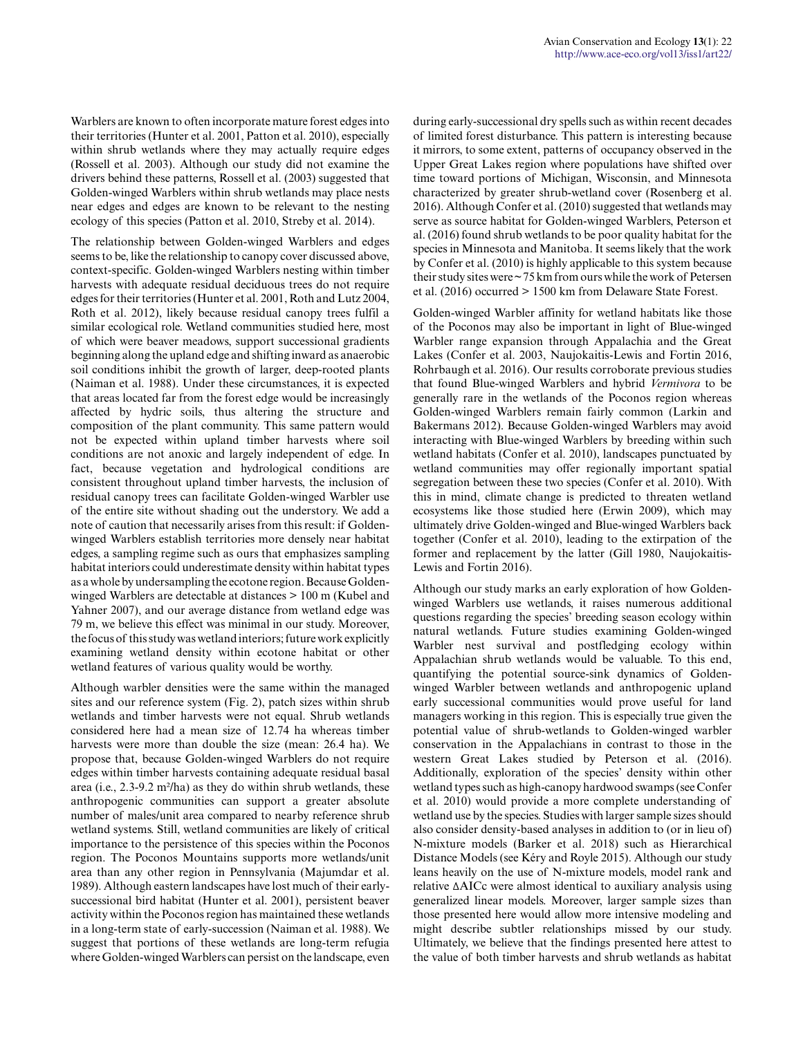Warblers are known to often incorporate mature forest edges into their territories (Hunter et al. 2001, Patton et al. 2010), especially within shrub wetlands where they may actually require edges (Rossell et al. 2003). Although our study did not examine the drivers behind these patterns, Rossell et al. (2003) suggested that Golden-winged Warblers within shrub wetlands may place nests near edges and edges are known to be relevant to the nesting ecology of this species (Patton et al. 2010, Streby et al. 2014).

The relationship between Golden-winged Warblers and edges seems to be, like the relationship to canopy cover discussed above, context-specific. Golden-winged Warblers nesting within timber harvests with adequate residual deciduous trees do not require edges for their territories (Hunter et al. 2001, Roth and Lutz 2004, Roth et al. 2012), likely because residual canopy trees fulfil a similar ecological role. Wetland communities studied here, most of which were beaver meadows, support successional gradients beginning along the upland edge and shifting inward as anaerobic soil conditions inhibit the growth of larger, deep-rooted plants (Naiman et al. 1988). Under these circumstances, it is expected that areas located far from the forest edge would be increasingly affected by hydric soils, thus altering the structure and composition of the plant community. This same pattern would not be expected within upland timber harvests where soil conditions are not anoxic and largely independent of edge. In fact, because vegetation and hydrological conditions are consistent throughout upland timber harvests, the inclusion of residual canopy trees can facilitate Golden-winged Warbler use of the entire site without shading out the understory. We add a note of caution that necessarily arises from this result: if Golden-winged Warblers establish territories more densely near habitat edges, a sampling regime such as ours that emphasizes sampling habitat interiors could underestimate density within habitat types as a whole by undersampling the ecotone region. Because Golden-winged Warblers are detectable at distances > 100 m (Kubel and Yahner 2007), and our average distance from wetland edge was 79 m, we believe this effect was minimal in our study. Moreover, the focus of this study was wetland interiors; future work explicitly examining wetland density within ecotone habitat or other wetland features of various quality would be worthy.

Although warbler densities were the same within the managed sites and our reference system (Fig. 2), patch sizes within shrub wetlands and timber harvests were not equal. Shrub wetlands considered here had a mean size of 12.74 ha whereas timber harvests were more than double the size (mean: 26.4 ha). We propose that, because Golden-winged Warblers do not require edges within timber harvests containing adequate residual basal area (i.e., 2.3-9.2 m²/ha) as they do within shrub wetlands, these anthropogenic communities can support a greater absolute number of males/unit area compared to nearby reference shrub wetland systems. Still, wetland communities are likely of critical importance to the persistence of this species within the Poconos region. The Poconos Mountains supports more wetlands/unit area than any other region in Pennsylvania (Majumdar et al. 1989). Although eastern landscapes have lost much of their early-successional bird habitat (Hunter et al. 2001), persistent beaver activity within the Poconos region has maintained these wetlands in a long-term state of early-succession (Naiman et al. 1988). We suggest that portions of these wetlands are long-term refugia where Golden-winged Warblers can persist on the landscape, even during early-successional dry spells such as within recent decades of limited forest disturbance. This pattern is interesting because it mirrors, to some extent, patterns of occupancy observed in the Upper Great Lakes region where populations have shifted over time toward portions of Michigan, Wisconsin, and Minnesota characterized by greater shrub-wetland cover (Rosenberg et al. 2016). Although Confer et al. (2010) suggested that wetlands may serve as source habitat for Golden-winged Warblers, Peterson et al. (2016) found shrub wetlands to be poor quality habitat for the species in Minnesota and Manitoba. It seems likely that the work by Confer et al. (2010) is highly applicable to this system because their study sites were ~ 75 km from ours while the work of Petersen et al. (2016) occurred > 1500 km from Delaware State Forest.

Golden-winged Warbler affinity for wetland habitats like those of the Poconos may also be important in light of Blue-winged Warbler range expansion through Appalachia and the Great Lakes (Confer et al. 2003, Naujokaitis-Lewis and Fortin 2016, Rohrbaugh et al. 2016). Our results corroborate previous studies that found Blue-winged Warblers and hybrid *Vermivora* to be generally rare in the wetlands of the Poconos region whereas Golden-winged Warblers remain fairly common (Larkin and Bakermans 2012). Because Golden-winged Warblers may avoid interacting with Blue-winged Warblers by breeding within such wetland habitats (Confer et al. 2010), landscapes punctuated by wetland communities may offer regionally important spatial segregation between these two species (Confer et al. 2010). With this in mind, climate change is predicted to threaten wetland ecosystems like those studied here (Erwin 2009), which may ultimately drive Golden-winged and Blue-winged Warblers back together (Confer et al. 2010), leading to the extirpation of the former and replacement by the latter (Gill 1980, Naujokaitis-Lewis and Fortin 2016).

Although our study marks an early exploration of how Golden-winged Warblers use wetlands, it raises numerous additional questions regarding the species' breeding season ecology within natural wetlands. Future studies examining Golden-winged Warbler nest survival and postfledging ecology within Appalachian shrub wetlands would be valuable. To this end, quantifying the potential source-sink dynamics of Golden-winged Warbler between wetlands and anthropogenic upland early successional communities would prove useful for land managers working in this region. This is especially true given the potential value of shrub-wetlands to Golden-winged warbler conservation in the Appalachians in contrast to those in the western Great Lakes studied by Peterson et al. (2016). Additionally, exploration of the species' density within other wetland types such as high-canopy hardwood swamps (see Confer et al. 2010) would provide a more complete understanding of wetland use by the species. Studies with larger sample sizes should also consider density-based analyses in addition to (or in lieu of) N-mixture models (Barker et al. 2018) such as Hierarchical Distance Models (see Kéry and Royle 2015). Although our study leans heavily on the use of N-mixture models, model rank and relative ΔAICc were almost identical to auxiliary analysis using generalized linear models. Moreover, larger sample sizes than those presented here would allow more intensive modeling and might describe subtler relationships missed by our study. Ultimately, we believe that the findings presented here attest to the value of both timber harvests and shrub wetlands as habitat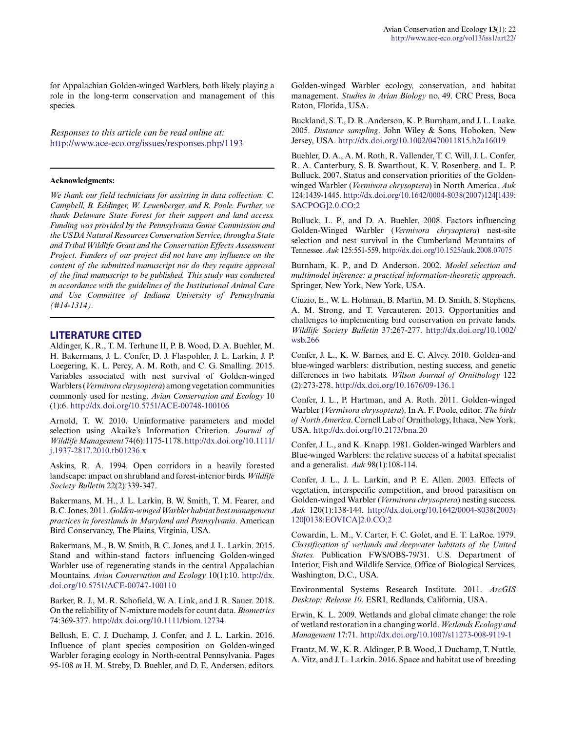for Appalachian Golden-winged Warblers, both likely playing a role in the long-term conservation and management of this species.

*Responses to this article can be read online at:*
http://www.ace-eco.org/issues/responses.php/1193

---

**Acknowledgments:**

*We thank our field technicians for assisting in data collection: C. Campbell, B. Eddinger, W. Leuenberger, and R. Poole. Further, we thank Delaware State Forest for their support and land access. Funding was provided by the Pennsylvania Game Commission and the USDA Natural Resources Conservation Service, through a State and Tribal Wildlife Grant and the Conservation Effects Assessment Project. Funders of our project did not have any influence on the content of the submitted manuscript nor do they require approval of the final manuscript to be published. This study was conducted in accordance with the guidelines of the Institutional Animal Care and Use Committee of Indiana University of Pennsylvania (#14-1314).*

---

## LITERATURE CITED

Aldinger, K. R., T. M. Terhune II, P. B. Wood, D. A. Buehler, M. H. Bakermans, J. L. Confer, D. J. Flaspohler, J. L. Larkin, J. P. Loegering, K. L. Percy, A. M. Roth, and C. G. Smalling. 2015. Variables associated with nest survival of Golden-winged Warblers (*Vermivora chrysoptera*) among vegetation communities commonly used for nesting. *Avian Conservation and Ecology* 10 (1):6. http://dx.doi.org/10.5751/ACE-00748-100106

Arnold, T. W. 2010. Uninformative parameters and model selection using Akaike's Information Criterion. *Journal of Wildlife Management* 74(6):1175-1178. http://dx.doi.org/10.1111/j.1937-2817.2010.tb01236.x

Askins, R. A. 1994. Open corridors in a heavily forested landscape: impact on shrubland and forest-interior birds. *Wildlife Society Bulletin* 22(2):339-347.

Bakermans, M. H., J. L. Larkin, B. W. Smith, T. M. Fearer, and B. C. Jones. 2011. *Golden-winged Warbler habitat best management practices in forestlands in Maryland and Pennsylvania*. American Bird Conservancy, The Plains, Virginia, USA.

Bakermans, M., B. W. Smith, B. C. Jones, and J. L. Larkin. 2015. Stand and within-stand factors influencing Golden-winged Warbler use of regenerating stands in the central Appalachian Mountains. *Avian Conservation and Ecology* 10(1):10. http://dx.doi.org/10.5751/ACE-00747-100110

Barker, R. J., M. R. Schofield, W. A. Link, and J. R. Sauer. 2018. On the reliability of N-mixture models for count data. *Biometrics* 74:369-377. http://dx.doi.org/10.1111/biom.12734

Bellush, E. C. J. Duchamp, J. Confer, and J. L. Larkin. 2016. Influence of plant species composition on Golden-winged Warbler foraging ecology in North-central Pennsylvania. Pages 95-108 *in* H. M. Streby, D. Buehler, and D. E. Andersen, editors. Golden-winged Warbler ecology, conservation, and habitat management. *Studies in Avian Biology* no. 49. CRC Press, Boca Raton, Florida, USA.

Buckland, S. T., D. R. Anderson, K. P. Burnham, and J. L. Laake. 2005. *Distance sampling*. John Wiley & Sons, Hoboken, New Jersey, USA. http://dx.doi.org/10.1002/0470011815.b2a16019

Buehler, D. A., A. M. Roth, R. Vallender, T. C. Will, J. L. Confer, R. A. Canterbury, S. B. Swarthout, K. V. Rosenberg, and L. P. Bulluck. 2007. Status and conservation priorities of the Golden-winged Warbler (*Vermivora chrysoptera*) in North America. *Auk* 124:1439-1445. http://dx.doi.org/10.1642/0004-8038(2007)124[1439:SACPOG]2.0.CO;2

Bulluck, L. P., and D. A. Buehler. 2008. Factors influencing Golden-Winged Warbler (*Vermivora chrysoptera*) nest-site selection and nest survival in the Cumberland Mountains of Tennessee. *Auk* 125:551-559. http://dx.doi.org/10.1525/auk.2008.07075

Burnham, K. P., and D. Anderson. 2002. *Model selection and multimodel inference: a practical information-theoretic approach*. Springer, New York, New York, USA.

Ciuzio, E., W. L. Hohman, B. Martin, M. D. Smith, S. Stephens, A. M. Strong, and T. Vercauteren. 2013. Opportunities and challenges to implementing bird conservation on private lands. *Wildlife Society Bulletin* 37:267-277. http://dx.doi.org/10.1002/wsb.266

Confer, J. L., K. W. Barnes, and E. C. Alvey. 2010. Golden-and blue-winged warblers: distribution, nesting success, and genetic differences in two habitats. *Wilson Journal of Ornithology* 122 (2):273-278. http://dx.doi.org/10.1676/09-136.1

Confer, J. L., P. Hartman, and A. Roth. 2011. Golden-winged Warbler (*Vermivora chrysoptera*). In A. F. Poole, editor. *The birds of North America*. Cornell Lab of Ornithology, Ithaca, New York, USA. http://dx.doi.org/10.2173/bna.20

Confer, J. L., and K. Knapp. 1981. Golden-winged Warblers and Blue-winged Warblers: the relative success of a habitat specialist and a generalist. *Auk* 98(1):108-114.

Confer, J. L., J. L. Larkin, and P. E. Allen. 2003. Effects of vegetation, interspecific competition, and brood parasitism on Golden-winged Warbler (*Vermivora chrysoptera*) nesting success. *Auk* 120(1):138-144. http://dx.doi.org/10.1642/0004-8038(2003)120[0138:EOVICA]2.0.CO;2

Cowardin, L. M., V. Carter, F. C. Golet, and E. T. LaRoe. 1979. *Classification of wetlands and deepwater habitats of the United States.* Publication FWS/OBS-79/31. U.S. Department of Interior, Fish and Wildlife Service, Office of Biological Services, Washington, D.C., USA.

Environmental Systems Research Institute. 2011. *ArcGIS Desktop: Release 10*. ESRI, Redlands, California, USA.

Erwin, K. L. 2009. Wetlands and global climate change: the role of wetland restoration in a changing world. *Wetlands Ecology and Management* 17:71. http://dx.doi.org/10.1007/s11273-008-9119-1

Frantz, M. W., K. R. Aldinger, P. B. Wood, J. Duchamp, T. Nuttle, A. Vitz, and J. L. Larkin. 2016. Space and habitat use of breeding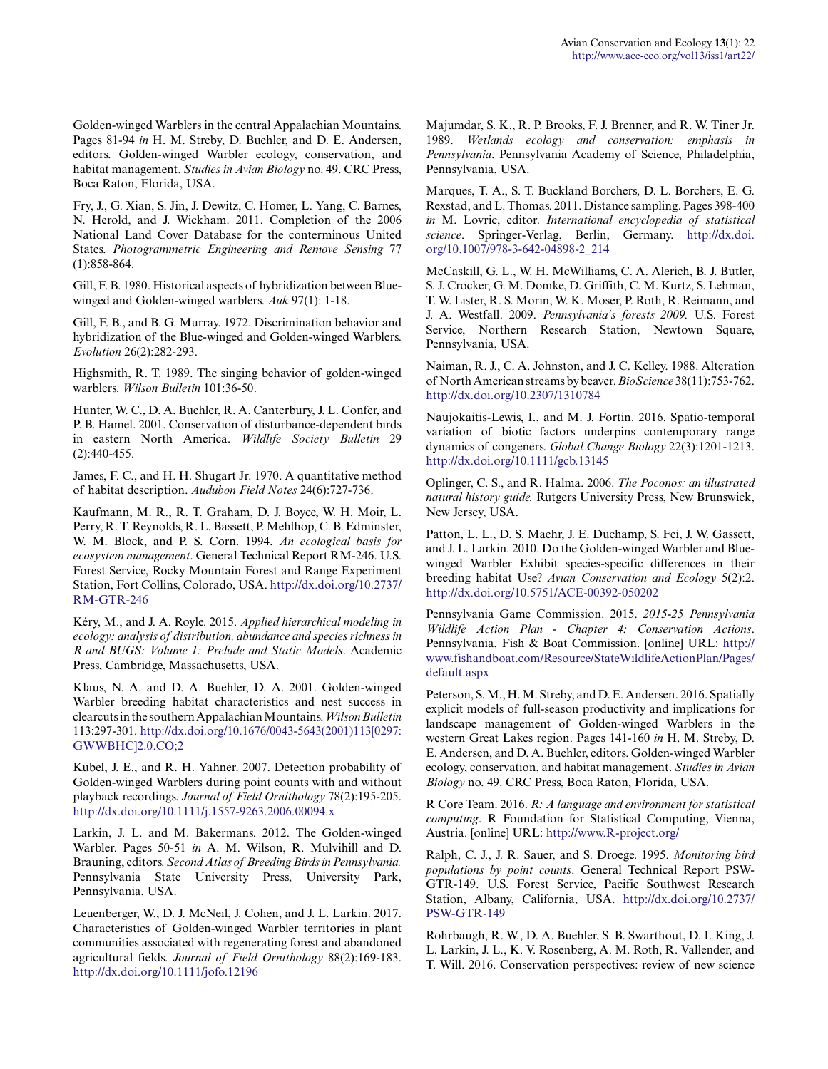Golden-winged Warblers in the central Appalachian Mountains. Pages 81-94 *in* H. M. Streby, D. Buehler, and D. E. Andersen, editors. Golden-winged Warbler ecology, conservation, and habitat management. *Studies in Avian Biology* no. 49. CRC Press, Boca Raton, Florida, USA.

Fry, J., G. Xian, S. Jin, J. Dewitz, C. Homer, L. Yang, C. Barnes, N. Herold, and J. Wickham. 2011. Completion of the 2006 National Land Cover Database for the conterminous United States. *Photogrammetric Engineering and Remove Sensing* 77 (1):858-864.

Gill, F. B. 1980. Historical aspects of hybridization between Blue-winged and Golden-winged warblers. *Auk* 97(1): 1-18.

Gill, F. B., and B. G. Murray. 1972. Discrimination behavior and hybridization of the Blue-winged and Golden-winged Warblers. *Evolution* 26(2):282-293.

Highsmith, R. T. 1989. The singing behavior of golden-winged warblers. *Wilson Bulletin* 101:36-50.

Hunter, W. C., D. A. Buehler, R. A. Canterbury, J. L. Confer, and P. B. Hamel. 2001. Conservation of disturbance-dependent birds in eastern North America. *Wildlife Society Bulletin* 29 (2):440-455.

James, F. C., and H. H. Shugart Jr. 1970. A quantitative method of habitat description. *Audubon Field Notes* 24(6):727-736.

Kaufmann, M. R., R. T. Graham, D. J. Boyce, W. H. Moir, L. Perry, R. T. Reynolds, R. L. Bassett, P. Mehlhop, C. B. Edminster, W. M. Block, and P. S. Corn. 1994. *An ecological basis for ecosystem management*. General Technical Report RM-246. U.S. Forest Service, Rocky Mountain Forest and Range Experiment Station, Fort Collins, Colorado, USA. http://dx.doi.org/10.2737/RM-GTR-246

Kéry, M., and J. A. Royle. 2015. *Applied hierarchical modeling in ecology: analysis of distribution, abundance and species richness in R and BUGS: Volume 1: Prelude and Static Models*. Academic Press, Cambridge, Massachusetts, USA.

Klaus, N. A. and D. A. Buehler, D. A. 2001. Golden-winged Warbler breeding habitat characteristics and nest success in clearcuts in the southern Appalachian Mountains. *Wilson Bulletin* 113:297-301. http://dx.doi.org/10.1676/0043-5643(2001)113[0297:GWWBHC]2.0.CO;2

Kubel, J. E., and R. H. Yahner. 2007. Detection probability of Golden-winged Warblers during point counts with and without playback recordings. *Journal of Field Ornithology* 78(2):195-205. http://dx.doi.org/10.1111/j.1557-9263.2006.00094.x

Larkin, J. L. and M. Bakermans. 2012. The Golden-winged Warbler. Pages 50-51 *in* A. M. Wilson, R. Mulvihill and D. Brauning, editors. *Second Atlas of Breeding Birds in Pennsylvania.* Pennsylvania State University Press, University Park, Pennsylvania, USA.

Leuenberger, W., D. J. McNeil, J. Cohen, and J. L. Larkin. 2017. Characteristics of Golden-winged Warbler territories in plant communities associated with regenerating forest and abandoned agricultural fields. *Journal of Field Ornithology* 88(2):169-183. http://dx.doi.org/10.1111/jofo.12196

Majumdar, S. K., R. P. Brooks, F. J. Brenner, and R. W. Tiner Jr. 1989. *Wetlands ecology and conservation: emphasis in Pennsylvania*. Pennsylvania Academy of Science, Philadelphia, Pennsylvania, USA.

Marques, T. A., S. T. Buckland Borchers, D. L. Borchers, E. G. Rexstad, and L. Thomas. 2011. Distance sampling. Pages 398-400 *in* M. Lovric, editor. *International encyclopedia of statistical science*. Springer-Verlag, Berlin, Germany. http://dx.doi.org/10.1007/978-3-642-04898-2_214

McCaskill, G. L., W. H. McWilliams, C. A. Alerich, B. J. Butler, S. J. Crocker, G. M. Domke, D. Griffith, C. M. Kurtz, S. Lehman, T. W. Lister, R. S. Morin, W. K. Moser, P. Roth, R. Reimann, and J. A. Westfall. 2009. *Pennsylvania's forests 2009.* U.S. Forest Service, Northern Research Station, Newtown Square, Pennsylvania, USA.

Naiman, R. J., C. A. Johnston, and J. C. Kelley. 1988. Alteration of North American streams by beaver. *BioScience* 38(11):753-762. http://dx.doi.org/10.2307/1310784

Naujokaitis-Lewis, I., and M. J. Fortin. 2016. Spatio-temporal variation of biotic factors underpins contemporary range dynamics of congeners. *Global Change Biology* 22(3):1201-1213. http://dx.doi.org/10.1111/gcb.13145

Oplinger, C. S., and R. Halma. 2006. *The Poconos: an illustrated natural history guide.* Rutgers University Press, New Brunswick, New Jersey, USA.

Patton, L. L., D. S. Maehr, J. E. Duchamp, S. Fei, J. W. Gassett, and J. L. Larkin. 2010. Do the Golden-winged Warbler and Blue-winged Warbler Exhibit species-specific differences in their breeding habitat Use? *Avian Conservation and Ecology* 5(2):2. http://dx.doi.org/10.5751/ACE-00392-050202

Pennsylvania Game Commission. 2015. *2015-25 Pennsylvania Wildlife Action Plan - Chapter 4: Conservation Actions*. Pennsylvania, Fish & Boat Commission. [online] URL: http://www.fishandboat.com/Resource/StateWildlifeActionPlan/Pages/default.aspx

Peterson, S. M., H. M. Streby, and D. E. Andersen. 2016. Spatially explicit models of full-season productivity and implications for landscape management of Golden-winged Warblers in the western Great Lakes region. Pages 141-160 *in* H. M. Streby, D. E. Andersen, and D. A. Buehler, editors. Golden-winged Warbler ecology, conservation, and habitat management. *Studies in Avian Biology* no. 49. CRC Press, Boca Raton, Florida, USA.

R Core Team. 2016. *R: A language and environment for statistical computing*. R Foundation for Statistical Computing, Vienna, Austria. [online] URL: http://www.R-project.org/

Ralph, C. J., J. R. Sauer, and S. Droege. 1995. *Monitoring bird populations by point counts*. General Technical Report PSW-GTR-149. U.S. Forest Service, Pacific Southwest Research Station, Albany, California, USA. http://dx.doi.org/10.2737/PSW-GTR-149

Rohrbaugh, R. W., D. A. Buehler, S. B. Swarthout, D. I. King, J. L. Larkin, J. L., K. V. Rosenberg, A. M. Roth, R. Vallender, and T. Will. 2016. Conservation perspectives: review of new science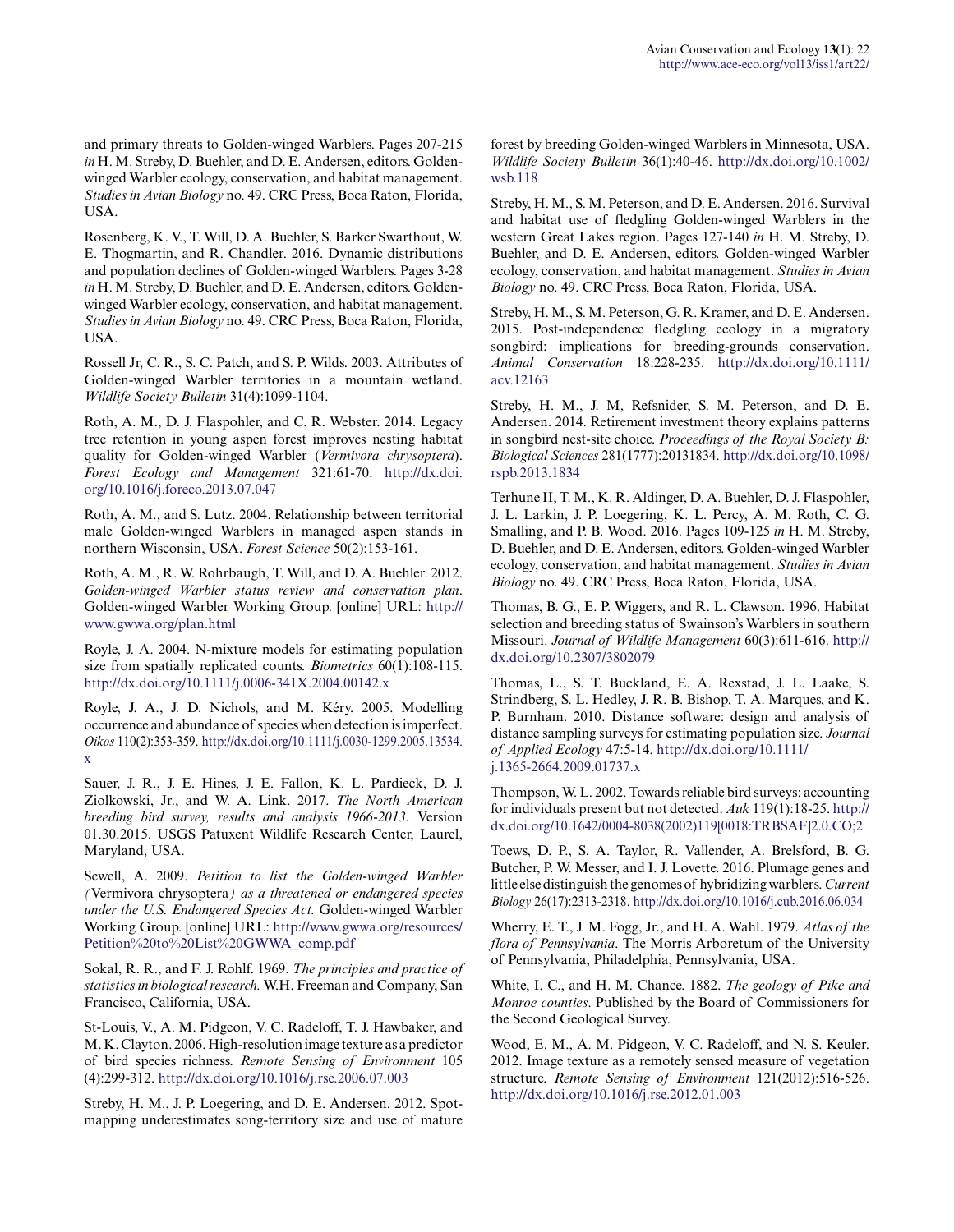and primary threats to Golden-winged Warblers. Pages 207-215 *in* H. M. Streby, D. Buehler, and D. E. Andersen, editors. Golden-winged Warbler ecology, conservation, and habitat management. *Studies in Avian Biology* no. 49. CRC Press, Boca Raton, Florida, USA.

Rosenberg, K. V., T. Will, D. A. Buehler, S. Barker Swarthout, W. E. Thogmartin, and R. Chandler. 2016. Dynamic distributions and population declines of Golden-winged Warblers. Pages 3-28 *in* H. M. Streby, D. Buehler, and D. E. Andersen, editors. Golden-winged Warbler ecology, conservation, and habitat management. *Studies in Avian Biology* no. 49. CRC Press, Boca Raton, Florida, USA.

Rossell Jr, C. R., S. C. Patch, and S. P. Wilds. 2003. Attributes of Golden-winged Warbler territories in a mountain wetland. *Wildlife Society Bulletin* 31(4):1099-1104.

Roth, A. M., D. J. Flaspohler, and C. R. Webster. 2014. Legacy tree retention in young aspen forest improves nesting habitat quality for Golden-winged Warbler (*Vermivora chrysoptera*). *Forest Ecology and Management* 321:61-70. http://dx.doi.org/10.1016/j.foreco.2013.07.047

Roth, A. M., and S. Lutz. 2004. Relationship between territorial male Golden-winged Warblers in managed aspen stands in northern Wisconsin, USA. *Forest Science* 50(2):153-161.

Roth, A. M., R. W. Rohrbaugh, T. Will, and D. A. Buehler. 2012. *Golden-winged Warbler status review and conservation plan*. Golden-winged Warbler Working Group. [online] URL: http://www.gwwa.org/plan.html

Royle, J. A. 2004. N-mixture models for estimating population size from spatially replicated counts. *Biometrics* 60(1):108-115. http://dx.doi.org/10.1111/j.0006-341X.2004.00142.x

Royle, J. A., J. D. Nichols, and M. Kéry. 2005. Modelling occurrence and abundance of species when detection is imperfect. *Oikos* 110(2):353-359. http://dx.doi.org/10.1111/j.0030-1299.2005.13534.x

Sauer, J. R., J. E. Hines, J. E. Fallon, K. L. Pardieck, D. J. Ziolkowski, Jr., and W. A. Link. 2017. *The North American breeding bird survey, results and analysis 1966-2013.* Version 01.30.2015. USGS Patuxent Wildlife Research Center, Laurel, Maryland, USA.

Sewell, A. 2009. *Petition to list the Golden-winged Warbler (*Vermivora chrysoptera*) as a threatened or endangered species under the U.S. Endangered Species Act.* Golden-winged Warbler Working Group. [online] URL: http://www.gwwa.org/resources/Petition%20to%20List%20GWWA_comp.pdf

Sokal, R. R., and F. J. Rohlf. 1969. *The principles and practice of statistics in biological research.* W.H. Freeman and Company, San Francisco, California, USA.

St-Louis, V., A. M. Pidgeon, V. C. Radeloff, T. J. Hawbaker, and M. K. Clayton. 2006. High-resolution image texture as a predictor of bird species richness. *Remote Sensing of Environment* 105 (4):299-312. http://dx.doi.org/10.1016/j.rse.2006.07.003

Streby, H. M., J. P. Loegering, and D. E. Andersen. 2012. Spot-mapping underestimates song-territory size and use of mature forest by breeding Golden-winged Warblers in Minnesota, USA. *Wildlife Society Bulletin* 36(1):40-46. http://dx.doi.org/10.1002/wsb.118

Streby, H. M., S. M. Peterson, and D. E. Andersen. 2016. Survival and habitat use of fledgling Golden-winged Warblers in the western Great Lakes region. Pages 127-140 *in* H. M. Streby, D. Buehler, and D. E. Andersen, editors. Golden-winged Warbler ecology, conservation, and habitat management. *Studies in Avian Biology* no. 49. CRC Press, Boca Raton, Florida, USA.

Streby, H. M., S. M. Peterson, G. R. Kramer, and D. E. Andersen. 2015. Post-independence fledgling ecology in a migratory songbird: implications for breeding-grounds conservation. *Animal Conservation* 18:228-235. http://dx.doi.org/10.1111/acv.12163

Streby, H. M., J. M, Refsnider, S. M. Peterson, and D. E. Andersen. 2014. Retirement investment theory explains patterns in songbird nest-site choice. *Proceedings of the Royal Society B: Biological Sciences* 281(1777):20131834. http://dx.doi.org/10.1098/rspb.2013.1834

Terhune II, T. M., K. R. Aldinger, D. A. Buehler, D. J. Flaspohler, J. L. Larkin, J. P. Loegering, K. L. Percy, A. M. Roth, C. G. Smalling, and P. B. Wood. 2016. Pages 109-125 *in* H. M. Streby, D. Buehler, and D. E. Andersen, editors. Golden-winged Warbler ecology, conservation, and habitat management. *Studies in Avian Biology* no. 49. CRC Press, Boca Raton, Florida, USA.

Thomas, B. G., E. P. Wiggers, and R. L. Clawson. 1996. Habitat selection and breeding status of Swainson's Warblers in southern Missouri. *Journal of Wildlife Management* 60(3):611-616. http://dx.doi.org/10.2307/3802079

Thomas, L., S. T. Buckland, E. A. Rexstad, J. L. Laake, S. Strindberg, S. L. Hedley, J. R. B. Bishop, T. A. Marques, and K. P. Burnham. 2010. Distance software: design and analysis of distance sampling surveys for estimating population size. *Journal of Applied Ecology* 47:5-14. http://dx.doi.org/10.1111/j.1365-2664.2009.01737.x

Thompson, W. L. 2002. Towards reliable bird surveys: accounting for individuals present but not detected. *Auk* 119(1):18-25. http://dx.doi.org/10.1642/0004-8038(2002)119[0018:TRBSAF]2.0.CO;2

Toews, D. P., S. A. Taylor, R. Vallender, A. Brelsford, B. G. Butcher, P. W. Messer, and I. J. Lovette. 2016. Plumage genes and little else distinguish the genomes of hybridizing warblers. *Current Biology* 26(17):2313-2318. http://dx.doi.org/10.1016/j.cub.2016.06.034

Wherry, E. T., J. M. Fogg, Jr., and H. A. Wahl. 1979. *Atlas of the flora of Pennsylvania*. The Morris Arboretum of the University of Pennsylvania, Philadelphia, Pennsylvania, USA.

White, I. C., and H. M. Chance. 1882. *The geology of Pike and Monroe counties*. Published by the Board of Commissioners for the Second Geological Survey.

Wood, E. M., A. M. Pidgeon, V. C. Radeloff, and N. S. Keuler. 2012. Image texture as a remotely sensed measure of vegetation structure. *Remote Sensing of Environment* 121(2012):516-526. http://dx.doi.org/10.1016/j.rse.2012.01.003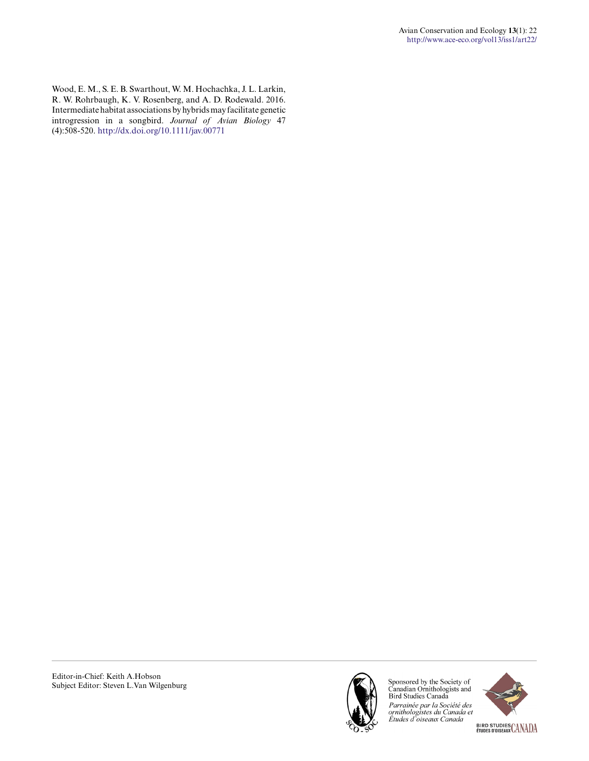Wood, E. M., S. E. B. Swarthout, W. M. Hochachka, J. L. Larkin, R. W. Rohrbaugh, K. V. Rosenberg, and A. D. Rodewald. 2016. Intermediate habitat associations by hybrids may facilitate genetic introgression in a songbird. *Journal of Avian Biology* 47 (4):508-520. http://dx.doi.org/10.1111/jav.00771

Editor-in-Chief: Keith A.Hobson
Subject Editor: Steven L.Van Wilgenburg

Sponsored by the Society of Canadian Ornithologists and Bird Studies Canada

*Parrainée par la Société des ornithologistes du Canada et Études d'oiseaux Canada*

SCO - SOC

BIRD STUDIES CANADA
ÉTUDES D'OISEAUX CANADA